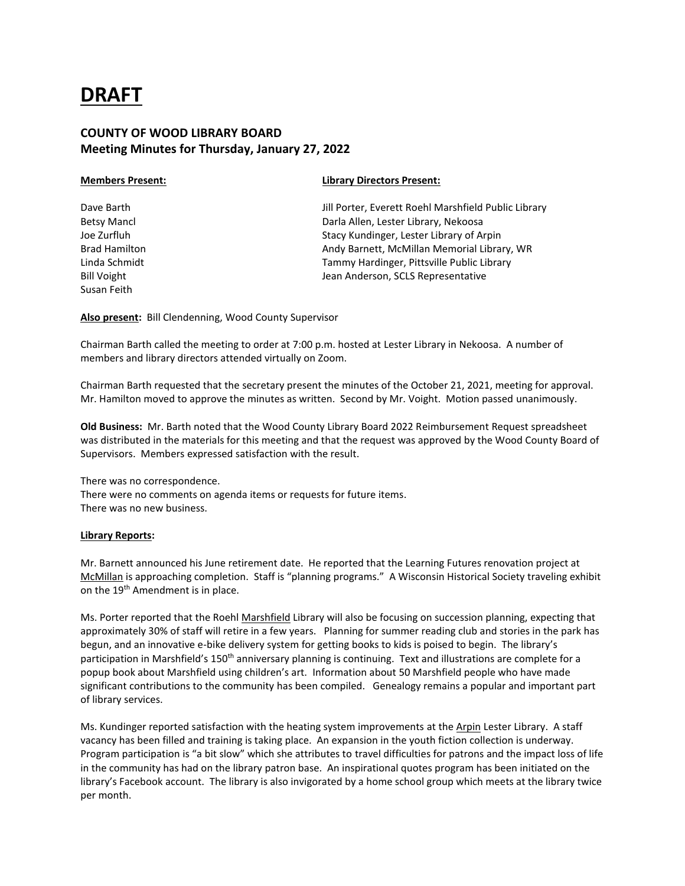# DRAFT

## COUNTY OF WOOD LIBRARY BOARD
## Meeting Minutes for Thursday, January 27, 2022

| **Members Present:** | **Library Directors Present:** |
|---|---|
| Dave Barth | Jill Porter, Everett Roehl Marshfield Public Library |
| Betsy Mancl | Darla Allen, Lester Library, Nekoosa |
| Joe Zurfluh | Stacy Kundinger, Lester Library of Arpin |
| Brad Hamilton | Andy Barnett, McMillan Memorial Library, WR |
| Linda Schmidt | Tammy Hardinger, Pittsville Public Library |
| Bill Voight | Jean Anderson, SCLS Representative |
| Susan Feith | |

**Also present:** Bill Clendenning, Wood County Supervisor

Chairman Barth called the meeting to order at 7:00 p.m. hosted at Lester Library in Nekoosa. A number of members and library directors attended virtually on Zoom.

Chairman Barth requested that the secretary present the minutes of the October 21, 2021, meeting for approval. Mr. Hamilton moved to approve the minutes as written. Second by Mr. Voight. Motion passed unanimously.

**Old Business:** Mr. Barth noted that the Wood County Library Board 2022 Reimbursement Request spreadsheet was distributed in the materials for this meeting and that the request was approved by the Wood County Board of Supervisors. Members expressed satisfaction with the result.

There was no correspondence.
There were no comments on agenda items or requests for future items.
There was no new business.

**Library Reports:**

Mr. Barnett announced his June retirement date. He reported that the Learning Futures renovation project at McMillan is approaching completion. Staff is "planning programs." A Wisconsin Historical Society traveling exhibit on the 19th Amendment is in place.

Ms. Porter reported that the Roehl Marshfield Library will also be focusing on succession planning, expecting that approximately 30% of staff will retire in a few years. Planning for summer reading club and stories in the park has begun, and an innovative e-bike delivery system for getting books to kids is poised to begin. The library's participation in Marshfield's 150th anniversary planning is continuing. Text and illustrations are complete for a popup book about Marshfield using children's art. Information about 50 Marshfield people who have made significant contributions to the community has been compiled. Genealogy remains a popular and important part of library services.

Ms. Kundinger reported satisfaction with the heating system improvements at the Arpin Lester Library. A staff vacancy has been filled and training is taking place. An expansion in the youth fiction collection is underway. Program participation is "a bit slow" which she attributes to travel difficulties for patrons and the impact loss of life in the community has had on the library patron base. An inspirational quotes program has been initiated on the library's Facebook account. The library is also invigorated by a home school group which meets at the library twice per month.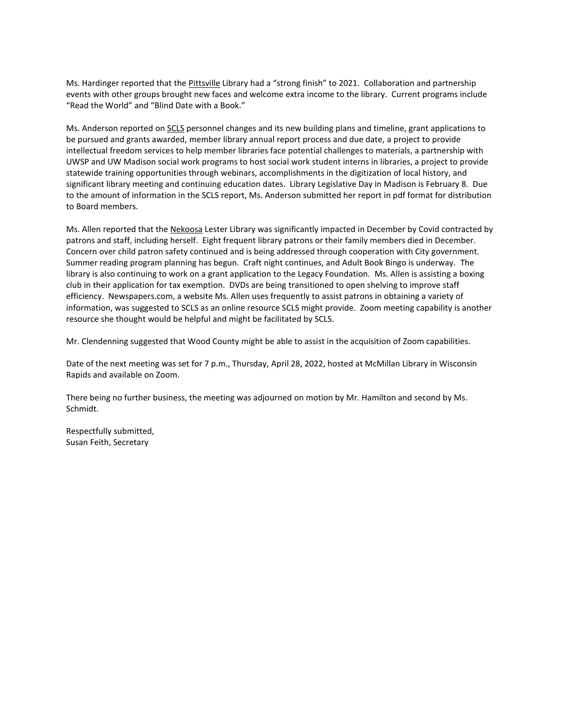Ms. Hardinger reported that the <u>Pittsville</u> Library had a "strong finish" to 2021. Collaboration and partnership events with other groups brought new faces and welcome extra income to the library. Current programs include "Read the World" and "Blind Date with a Book."

Ms. Anderson reported on <u>SCLS</u> personnel changes and its new building plans and timeline, grant applications to be pursued and grants awarded, member library annual report process and due date, a project to provide intellectual freedom services to help member libraries face potential challenges to materials, a partnership with UWSP and UW Madison social work programs to host social work student interns in libraries, a project to provide statewide training opportunities through webinars, accomplishments in the digitization of local history, and significant library meeting and continuing education dates. Library Legislative Day in Madison is February 8. Due to the amount of information in the SCLS report, Ms. Anderson submitted her report in pdf format for distribution to Board members.

Ms. Allen reported that the <u>Nekoosa</u> Lester Library was significantly impacted in December by Covid contracted by patrons and staff, including herself. Eight frequent library patrons or their family members died in December. Concern over child patron safety continued and is being addressed through cooperation with City government. Summer reading program planning has begun. Craft night continues, and Adult Book Bingo is underway. The library is also continuing to work on a grant application to the Legacy Foundation. Ms. Allen is assisting a boxing club in their application for tax exemption. DVDs are being transitioned to open shelving to improve staff efficiency. Newspapers.com, a website Ms. Allen uses frequently to assist patrons in obtaining a variety of information, was suggested to SCLS as an online resource SCLS might provide. Zoom meeting capability is another resource she thought would be helpful and might be facilitated by SCLS.

Mr. Clendenning suggested that Wood County might be able to assist in the acquisition of Zoom capabilities.

Date of the next meeting was set for 7 p.m., Thursday, April 28, 2022, hosted at McMillan Library in Wisconsin Rapids and available on Zoom.

There being no further business, the meeting was adjourned on motion by Mr. Hamilton and second by Ms. Schmidt.

Respectfully submitted,
Susan Feith, Secretary